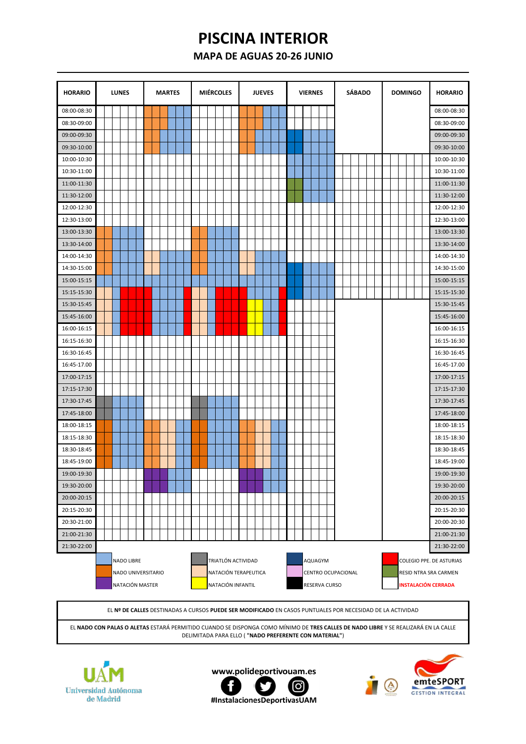# PISCINA INTERIOR

## MAPA DE AGUAS 20-26 JUNIO

| HORARIO | LUNES | MARTES | MIÉRCOLES | JUEVES | VIERNES | SÁBADO | DOMINGO | HORARIO |
|---|---|---|---|---|---|---|---|---|
| 08:00-08:30 | | | | | | | | 08:00-08:30 |
| 08:30-09:00 | | | | | | | | 08:30-09:00 |
| 09:00-09:30 | | | | | | | | 09:00-09:30 |
| 09:30-10:00 | | | | | | | | 09:30-10:00 |
| 10:00-10:30 | | | | | | | | 10:00-10:30 |
| 10:30-11:00 | | | | | | | | 10:30-11:00 |
| 11:00-11:30 | | | | | | | | 11:00-11:30 |
| 11:30-12:00 | | | | | | | | 11:30-12:00 |
| 12:00-12:30 | | | | | | | | 12:00-12:30 |
| 12:30-13:00 | | | | | | | | 12:30-13:00 |
| 13:00-13:30 | | | | | | | | 13:00-13:30 |
| 13:30-14:00 | | | | | | | | 13:30-14:00 |
| 14:00-14:30 | | | | | | | | 14:00-14:30 |
| 14:30-15:00 | | | | | | | | 14:30-15:00 |
| 15:00-15:15 | | | | | | | | 15:00-15:15 |
| 15:15-15:30 | | | | | | | | 15:15-15:30 |
| 15:30-15:45 | | | | | | | | 15:30-15:45 |
| 15:45-16:00 | | | | | | | | 15:45-16:00 |
| 16:00-16:15 | | | | | | | | 16:00-16:15 |
| 16:15-16:30 | | | | | | | | 16:15-16:30 |
| 16:30-16:45 | | | | | | | | 16:30-16:45 |
| 16:45-17.00 | | | | | | | | 16:45-17.00 |
| 17:00-17:15 | | | | | | | | 17:00-17:15 |
| 17:15-17:30 | | | | | | | | 17:15-17:30 |
| 17:30-17:45 | | | | | | | | 17:30-17:45 |
| 17:45-18:00 | | | | | | | | 17:45-18:00 |
| 18:00-18:15 | | | | | | | | 18:00-18:15 |
| 18:15-18:30 | | | | | | | | 18:15-18:30 |
| 18:30-18:45 | | | | | | | | 18:30-18:45 |
| 18:45-19:00 | | | | | | | | 18:45-19:00 |
| 19:00-19:30 | | | | | | | | 19:00-19:30 |
| 19:30-20:00 | | | | | | | | 19:30-20:00 |
| 20:00-20:15 | | | | | | | | 20:00-20:15 |
| 20:15-20:30 | | | | | | | | 20:15-20:30 |
| 20:30-21:00 | | | | | | | | 20:00-20:30 |
| 21:00-21:30 | | | | | | | | 21:00-21:30 |
| 21:30-22:00 | | | | | | | | 21:30-22:00 |

NADO LIBRE — TRIATLÓN ACTIVIDAD — AQUAGYM — COLEGIO PPE. DE ASTURIAS
NADO UNIVERSITARIO — NATACIÓN TERAPEUTICA — CENTRO OCUPACIONAL — RESID NTRA SRA CARMEN
NATACIÓN MASTER — NATACIÓN INFANTIL — RESERVA CURSO — INSTALACIÓN CERRADA

EL **Nº DE CALLES** DESTINADAS A CURSOS **PUEDE SER MODIFICADO** EN CASOS PUNTUALES POR NECESIDAD DE LA ACTIVIDAD

EL **NADO CON PALAS O ALETAS** ESTARÁ PERMITIDO CUANDO SE DISPONGA COMO MÍNIMO DE **TRES CALLES DE NADO LIBRE** Y SE REALIZARÁ EN LA CALLE DELIMITADA PARA ELLO ( **"NADO PREFERENTE CON MATERIAL"**)

UAM Universidad Autónoma de Madrid

www.polideportivouam.es

#InstalacionesDeportivasUAM

emteSPORT GESTIÓN INTEGRAL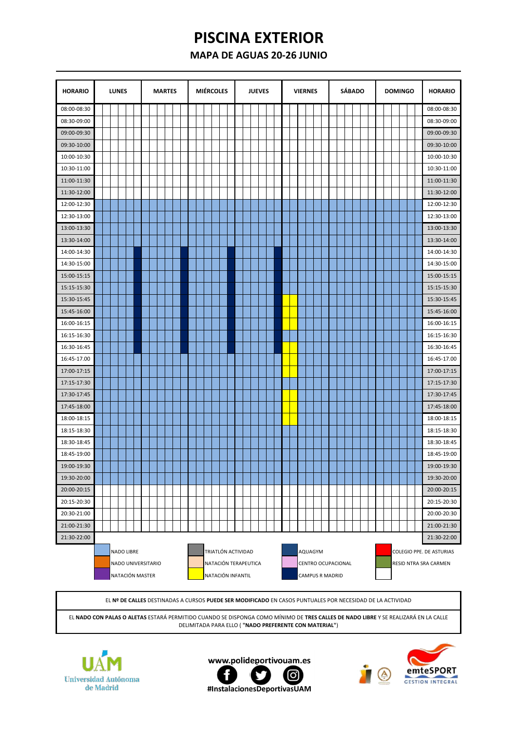# PISCINA EXTERIOR

## MAPA DE AGUAS 20-26 JUNIO

| HORARIO | LUNES | MARTES | MIÉRCOLES | JUEVES | VIERNES | SÁBADO | DOMINGO | HORARIO |
|---|---|---|---|---|---|---|---|---|
| 08:00-08:30 | | | | | | | | 08:00-08:30 |
| 08:30-09:00 | | | | | | | | 08:30-09:00 |
| 09:00-09:30 | | | | | | | | 09:00-09:30 |
| 09:30-10:00 | | | | | | | | 09:30-10:00 |
| 10:00-10:30 | | | | | | | | 10:00-10:30 |
| 10:30-11:00 | | | | | | | | 10:30-11:00 |
| 11:00-11:30 | | | | | | | | 11:00-11:30 |
| 11:30-12:00 | | | | | | | | 11:30-12:00 |
| 12:00-12:30 | | | | | | | | 12:00-12:30 |
| 12:30-13:00 | | | | | | | | 12:30-13:00 |
| 13:00-13:30 | | | | | | | | 13:00-13:30 |
| 13:30-14:00 | | | | | | | | 13:30-14:00 |
| 14:00-14:30 | | | | | | | | 14:00-14:30 |
| 14:30-15:00 | | | | | | | | 14:30-15:00 |
| 15:00-15:15 | | | | | | | | 15:00-15:15 |
| 15:15-15:30 | | | | | | | | 15:15-15:30 |
| 15:30-15:45 | | | | | | | | 15:30-15:45 |
| 15:45-16:00 | | | | | | | | 15:45-16:00 |
| 16:00-16:15 | | | | | | | | 16:00-16:15 |
| 16:15-16:30 | | | | | | | | 16:15-16:30 |
| 16:30-16:45 | | | | | | | | 16:30-16:45 |
| 16:45-17.00 | | | | | | | | 16:45-17.00 |
| 17:00-17:15 | | | | | | | | 17:00-17:15 |
| 17:15-17:30 | | | | | | | | 17:15-17:30 |
| 17:30-17:45 | | | | | | | | 17:30-17:45 |
| 17:45-18:00 | | | | | | | | 17:45-18:00 |
| 18:00-18:15 | | | | | | | | 18:00-18:15 |
| 18:15-18:30 | | | | | | | | 18:15-18:30 |
| 18:30-18:45 | | | | | | | | 18:30-18:45 |
| 18:45-19:00 | | | | | | | | 18:45-19:00 |
| 19:00-19:30 | | | | | | | | 19:00-19:30 |
| 19:30-20:00 | | | | | | | | 19:30-20:00 |
| 20:00-20:15 | | | | | | | | 20:00-20:15 |
| 20:15-20:30 | | | | | | | | 20:15-20:30 |
| 20:30-21:00 | | | | | | | | 20:00-20:30 |
| 21:00-21:30 | | | | | | | | 21:00-21:30 |
| 21:30-22:00 | | | | | | | | 21:30-22:00 |

NADO LIBRE
NADO UNIVERSITARIO
NATACIÓN MASTER
TRIATLÓN ACTIVIDAD
NATACIÓN TERAPEUTICA
NATACIÓN INFANTIL
AQUAGYM
CENTRO OCUPACIONAL
CAMPUS R MADRID
COLEGIO PPE. DE ASTURIAS
RESID NTRA SRA CARMEN

EL **Nº DE CALLES** DESTINADAS A CURSOS **PUEDE SER MODIFICADO** EN CASOS PUNTUALES POR NECESIDAD DE LA ACTIVIDAD

EL **NADO CON PALAS O ALETAS** ESTARÁ PERMITIDO CUANDO SE DISPONGA COMO MÍNIMO DE **TRES CALLES DE NADO LIBRE** Y SE REALIZARÁ EN LA CALLE DELIMITADA PARA ELLO ( **"NADO PREFERENTE CON MATERIAL"**)

UAM Universidad Autónoma de Madrid

**www.polideportivouam.es**

**#InstalacionesDeportivasUAM**

emteSPORT GESTIÓN INTEGRAL